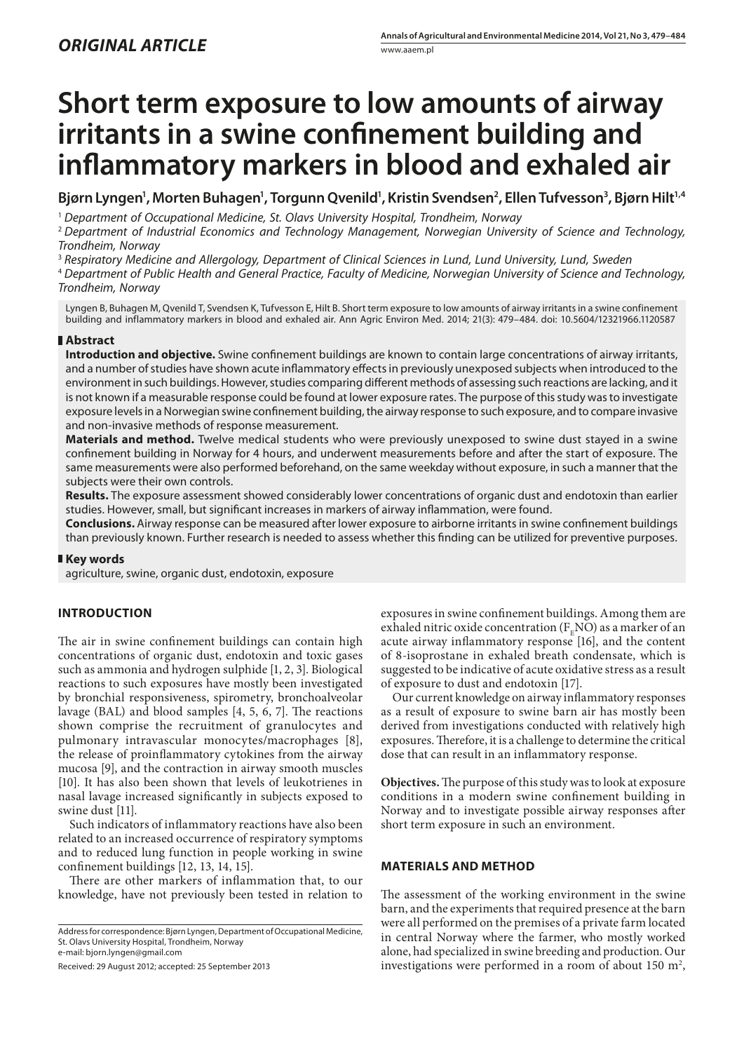*ORIGINAL ARTICLE*

# Short term exposure to low amounts of airway irritants in a swine confinement building and inflammatory markers in blood and exhaled air

**Bjørn Lyngen[1], Morten Buhagen[1], Torgunn Qvenild[1], Kristin Svendsen[2], Ellen Tufvesson[3], Bjørn Hilt[1,4]**

[1] *Department of Occupational Medicine, St. Olavs University Hospital, Trondheim, Norway*
[2] *Department of Industrial Economics and Technology Management, Norwegian University of Science and Technology, Trondheim, Norway*
[3] *Respiratory Medicine and Allergology, Department of Clinical Sciences in Lund, Lund University, Lund, Sweden*
[4] *Department of Public Health and General Practice, Faculty of Medicine, Norwegian University of Science and Technology, Trondheim, Norway*

Lyngen B, Buhagen M, Qvenild T, Svendsen K, Tufvesson E, Hilt B. Short term exposure to low amounts of airway irritants in a swine confinement building and inflammatory markers in blood and exhaled air. Ann Agric Environ Med. 2014; 21(3): 479–484. doi: 10.5604/12321966.1120587

## Abstract

**Introduction and objective.** Swine confinement buildings are known to contain large concentrations of airway irritants, and a number of studies have shown acute inflammatory effects in previously unexposed subjects when introduced to the environment in such buildings. However, studies comparing different methods of assessing such reactions are lacking, and it is not known if a measurable response could be found at lower exposure rates. The purpose of this study was to investigate exposure levels in a Norwegian swine confinement building, the airway response to such exposure, and to compare invasive and non-invasive methods of response measurement.

**Materials and method.** Twelve medical students who were previously unexposed to swine dust stayed in a swine confinement building in Norway for 4 hours, and underwent measurements before and after the start of exposure. The same measurements were also performed beforehand, on the same weekday without exposure, in such a manner that the subjects were their own controls.

**Results.** The exposure assessment showed considerably lower concentrations of organic dust and endotoxin than earlier studies. However, small, but significant increases in markers of airway inflammation, were found.

**Conclusions.** Airway response can be measured after lower exposure to airborne irritants in swine confinement buildings than previously known. Further research is needed to assess whether this finding can be utilized for preventive purposes.

## Key words

agriculture, swine, organic dust, endotoxin, exposure

## INTRODUCTION

The air in swine confinement buildings can contain high concentrations of organic dust, endotoxin and toxic gases such as ammonia and hydrogen sulphide [1, 2, 3]. Biological reactions to such exposures have mostly been investigated by bronchial responsiveness, spirometry, bronchoalveolar lavage (BAL) and blood samples [4, 5, 6, 7]. The reactions shown comprise the recruitment of granulocytes and pulmonary intravascular monocytes/macrophages [8], the release of proinflammatory cytokines from the airway mucosa [9], and the contraction in airway smooth muscles [10]. It has also been shown that levels of leukotrienes in nasal lavage increased significantly in subjects exposed to swine dust [11].

Such indicators of inflammatory reactions have also been related to an increased occurrence of respiratory symptoms and to reduced lung function in people working in swine confinement buildings [12, 13, 14, 15].

There are other markers of inflammation that, to our knowledge, have not previously been tested in relation to exposures in swine confinement buildings. Among them are exhaled nitric oxide concentration ($F_ENO$) as a marker of an acute airway inflammatory response [16], and the content of 8-isoprostane in exhaled breath condensate, which is suggested to be indicative of acute oxidative stress as a result of exposure to dust and endotoxin [17].

Our current knowledge on airway inflammatory responses as a result of exposure to swine barn air has mostly been derived from investigations conducted with relatively high exposures. Therefore, it is a challenge to determine the critical dose that can result in an inflammatory response.

**Objectives.** The purpose of this study was to look at exposure conditions in a modern swine confinement building in Norway and to investigate possible airway responses after short term exposure in such an environment.

## MATERIALS AND METHOD

The assessment of the working environment in the swine barn, and the experiments that required presence at the barn were all performed on the premises of a private farm located in central Norway where the farmer, who mostly worked alone, had specialized in swine breeding and production. Our investigations were performed in a room of about 150 m$^2$,

Address for correspondence: Bjørn Lyngen, Department of Occupational Medicine, St. Olavs University Hospital, Trondheim, Norway
e-mail: bjorn.lyngen@gmail.com

Received: 29 August 2012; accepted: 25 September 2013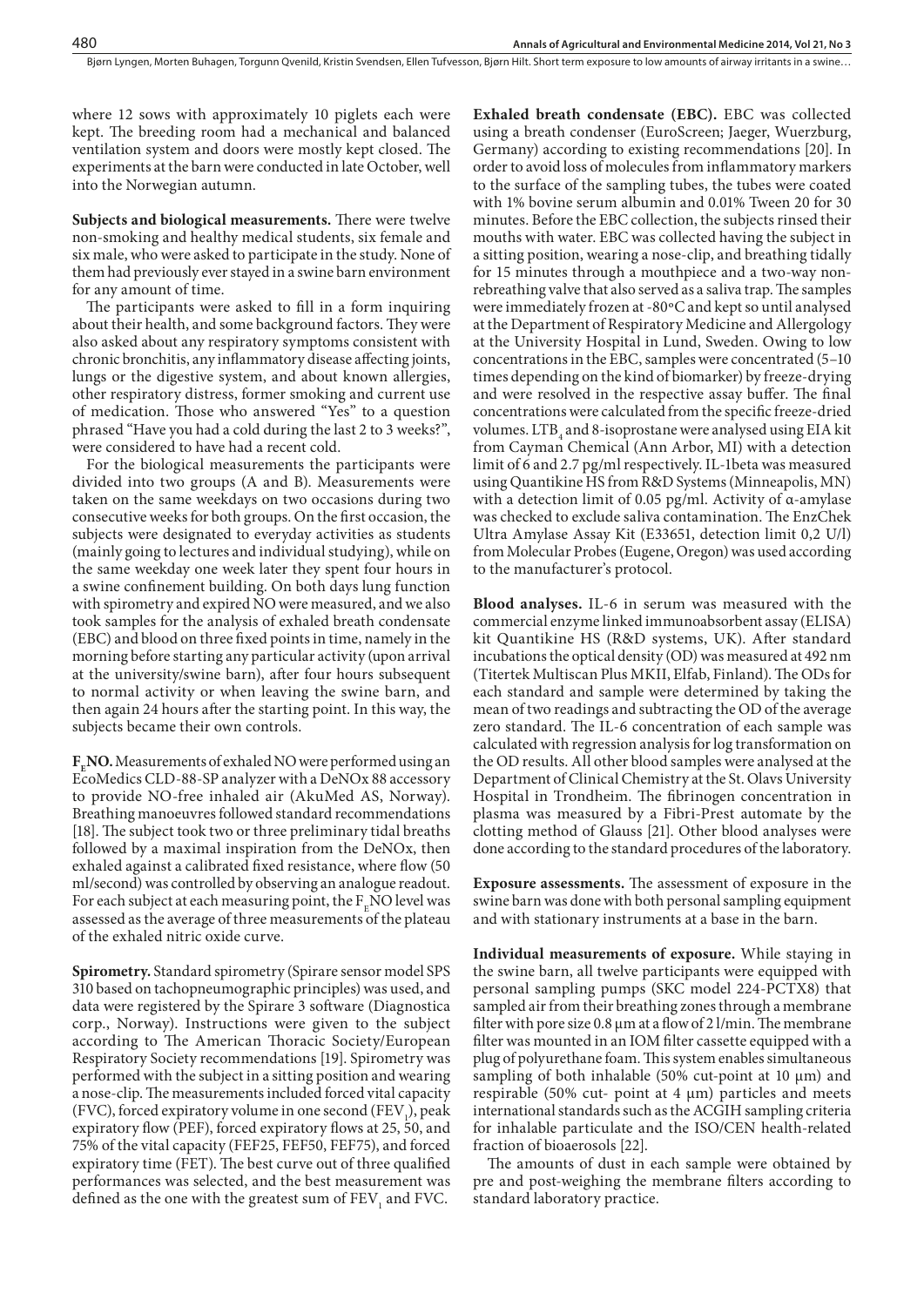where 12 sows with approximately 10 piglets each were kept. The breeding room had a mechanical and balanced ventilation system and doors were mostly kept closed. The experiments at the barn were conducted in late October, well into the Norwegian autumn.

**Subjects and biological measurements.** There were twelve non-smoking and healthy medical students, six female and six male, who were asked to participate in the study. None of them had previously ever stayed in a swine barn environment for any amount of time.

The participants were asked to fill in a form inquiring about their health, and some background factors. They were also asked about any respiratory symptoms consistent with chronic bronchitis, any inflammatory disease affecting joints, lungs or the digestive system, and about known allergies, other respiratory distress, former smoking and current use of medication. Those who answered "Yes" to a question phrased "Have you had a cold during the last 2 to 3 weeks?", were considered to have had a recent cold.

For the biological measurements the participants were divided into two groups (A and B). Measurements were taken on the same weekdays on two occasions during two consecutive weeks for both groups. On the first occasion, the subjects were designated to everyday activities as students (mainly going to lectures and individual studying), while on the same weekday one week later they spent four hours in a swine confinement building. On both days lung function with spirometry and expired NO were measured, and we also took samples for the analysis of exhaled breath condensate (EBC) and blood on three fixed points in time, namely in the morning before starting any particular activity (upon arrival at the university/swine barn), after four hours subsequent to normal activity or when leaving the swine barn, and then again 24 hours after the starting point. In this way, the subjects became their own controls.

**$F_ENO$.** Measurements of exhaled NO were performed using an EcoMedics CLD-88-SP analyzer with a DeNOx 88 accessory to provide NO-free inhaled air (AkuMed AS, Norway). Breathing manoeuvres followed standard recommendations [18]. The subject took two or three preliminary tidal breaths followed by a maximal inspiration from the DeNOx, then exhaled against a calibrated fixed resistance, where flow (50 ml/second) was controlled by observing an analogue readout. For each subject at each measuring point, the $F_ENO$ level was assessed as the average of three measurements of the plateau of the exhaled nitric oxide curve.

**Spirometry.** Standard spirometry (Spirare sensor model SPS 310 based on tachopneumographic principles) was used, and data were registered by the Spirare 3 software (Diagnostica corp., Norway). Instructions were given to the subject according to The American Thoracic Society/European Respiratory Society recommendations [19]. Spirometry was performed with the subject in a sitting position and wearing a nose-clip. The measurements included forced vital capacity (FVC), forced expiratory volume in one second ($FEV_1$), peak expiratory flow (PEF), forced expiratory flows at 25, 50, and 75% of the vital capacity (FEF25, FEF50, FEF75), and forced expiratory time (FET). The best curve out of three qualified performances was selected, and the best measurement was defined as the one with the greatest sum of $FEV_1$ and FVC.

**Exhaled breath condensate (EBC).** EBC was collected using a breath condenser (EuroScreen; Jaeger, Wuerzburg, Germany) according to existing recommendations [20]. In order to avoid loss of molecules from inflammatory markers to the surface of the sampling tubes, the tubes were coated with 1% bovine serum albumin and 0.01% Tween 20 for 30 minutes. Before the EBC collection, the subjects rinsed their mouths with water. EBC was collected having the subject in a sitting position, wearing a nose-clip, and breathing tidally for 15 minutes through a mouthpiece and a two-way non-rebreathing valve that also served as a saliva trap. The samples were immediately frozen at -80°C and kept so until analysed at the Department of Respiratory Medicine and Allergology at the University Hospital in Lund, Sweden. Owing to low concentrations in the EBC, samples were concentrated (5–10 times depending on the kind of biomarker) by freeze-drying and were resolved in the respective assay buffer. The final concentrations were calculated from the specific freeze-dried volumes. $LTB_4$ and 8-isoprostane were analysed using EIA kit from Cayman Chemical (Ann Arbor, MI) with a detection limit of 6 and 2.7 pg/ml respectively. IL-1beta was measured using Quantikine HS from R&D Systems (Minneapolis, MN) with a detection limit of 0.05 pg/ml. Activity of α-amylase was checked to exclude saliva contamination. The EnzChek Ultra Amylase Assay Kit (E33651, detection limit 0,2 U/l) from Molecular Probes (Eugene, Oregon) was used according to the manufacturer's protocol.

**Blood analyses.** IL-6 in serum was measured with the commercial enzyme linked immunoabsorbent assay (ELISA) kit Quantikine HS (R&D systems, UK). After standard incubations the optical density (OD) was measured at 492 nm (Titertek Multiscan Plus MKII, Elfab, Finland). The ODs for each standard and sample were determined by taking the mean of two readings and subtracting the OD of the average zero standard. The IL-6 concentration of each sample was calculated with regression analysis for log transformation on the OD results. All other blood samples were analysed at the Department of Clinical Chemistry at the St. Olavs University Hospital in Trondheim. The fibrinogen concentration in plasma was measured by a Fibri-Prest automate by the clotting method of Glauss [21]. Other blood analyses were done according to the standard procedures of the laboratory.

**Exposure assessments.** The assessment of exposure in the swine barn was done with both personal sampling equipment and with stationary instruments at a base in the barn.

**Individual measurements of exposure.** While staying in the swine barn, all twelve participants were equipped with personal sampling pumps (SKC model 224-PCTX8) that sampled air from their breathing zones through a membrane filter with pore size 0.8 µm at a flow of 2 l/min. The membrane filter was mounted in an IOM filter cassette equipped with a plug of polyurethane foam. This system enables simultaneous sampling of both inhalable (50% cut-point at 10 µm) and respirable (50% cut- point at 4 µm) particles and meets international standards such as the ACGIH sampling criteria for inhalable particulate and the ISO/CEN health-related fraction of bioaerosols [22].

The amounts of dust in each sample were obtained by pre and post-weighing the membrane filters according to standard laboratory practice.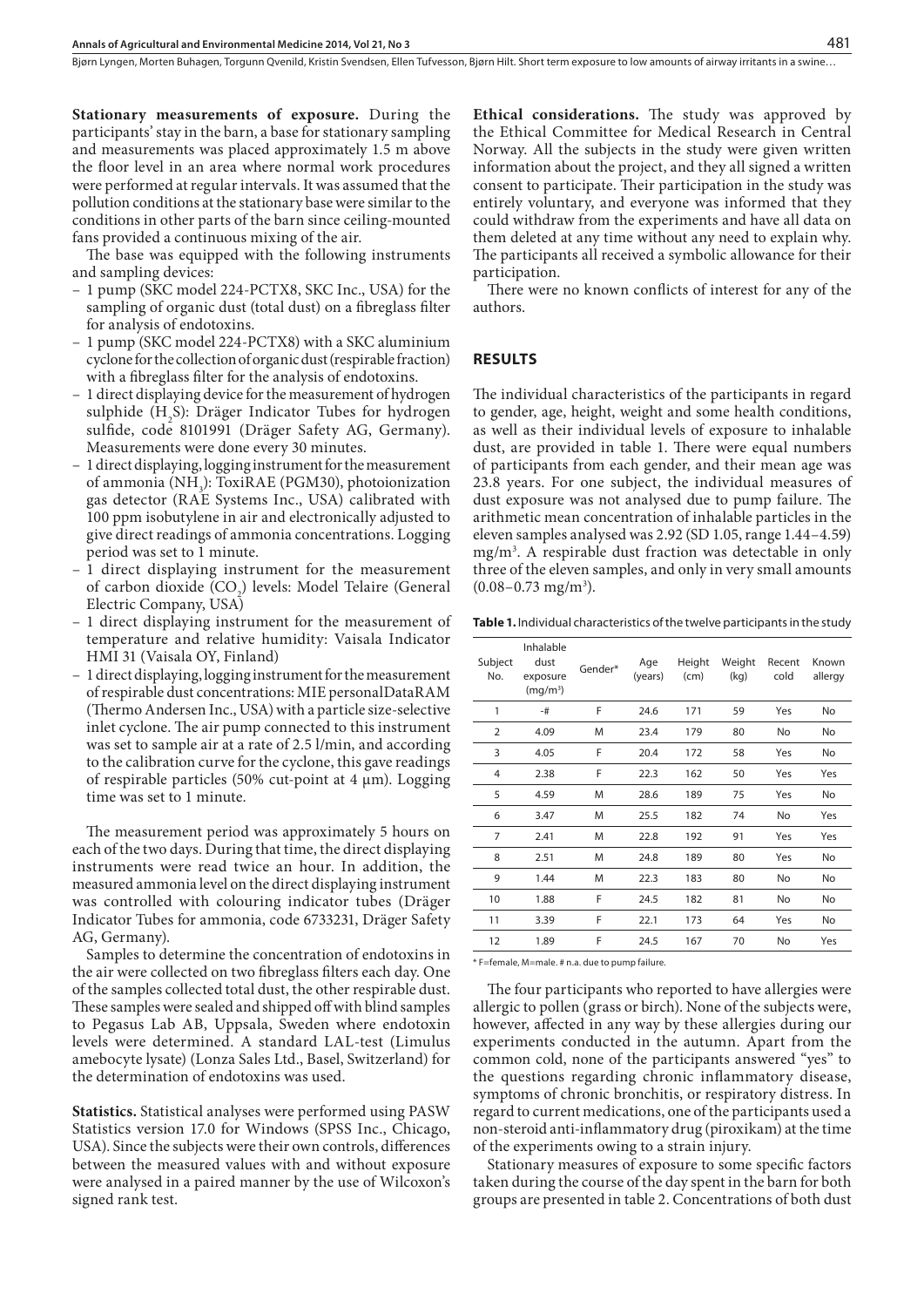**Stationary measurements of exposure.** During the participants' stay in the barn, a base for stationary sampling and measurements was placed approximately 1.5 m above the floor level in an area where normal work procedures were performed at regular intervals. It was assumed that the pollution conditions at the stationary base were similar to the conditions in other parts of the barn since ceiling-mounted fans provided a continuous mixing of the air.

The base was equipped with the following instruments and sampling devices:

- 1 pump (SKC model 224-PCTX8, SKC Inc., USA) for the sampling of organic dust (total dust) on a fibreglass filter for analysis of endotoxins.
- 1 pump (SKC model 224-PCTX8) with a SKC aluminium cyclone for the collection of organic dust (respirable fraction) with a fibreglass filter for the analysis of endotoxins.
- 1 direct displaying device for the measurement of hydrogen sulphide ($H_2S$): Dräger Indicator Tubes for hydrogen sulfide, code 8101991 (Dräger Safety AG, Germany). Measurements were done every 30 minutes.
- 1 direct displaying, logging instrument for the measurement of ammonia ($NH_3$): ToxiRAE (PGM30), photoionization gas detector (RAE Systems Inc., USA) calibrated with 100 ppm isobutylene in air and electronically adjusted to give direct readings of ammonia concentrations. Logging period was set to 1 minute.
- 1 direct displaying instrument for the measurement of carbon dioxide ($CO_2$) levels: Model Telaire (General Electric Company, USA)
- 1 direct displaying instrument for the measurement of temperature and relative humidity: Vaisala Indicator HMI 31 (Vaisala OY, Finland)
- 1 direct displaying, logging instrument for the measurement of respirable dust concentrations: MIE personalDataRAM (Thermo Andersen Inc., USA) with a particle size-selective inlet cyclone. The air pump connected to this instrument was set to sample air at a rate of 2.5 l/min, and according to the calibration curve for the cyclone, this gave readings of respirable particles (50% cut-point at 4 µm). Logging time was set to 1 minute.

The measurement period was approximately 5 hours on each of the two days. During that time, the direct displaying instruments were read twice an hour. In addition, the measured ammonia level on the direct displaying instrument was controlled with colouring indicator tubes (Dräger Indicator Tubes for ammonia, code 6733231, Dräger Safety AG, Germany).

Samples to determine the concentration of endotoxins in the air were collected on two fibreglass filters each day. One of the samples collected total dust, the other respirable dust. These samples were sealed and shipped off with blind samples to Pegasus Lab AB, Uppsala, Sweden where endotoxin levels were determined. A standard LAL-test (Limulus amebocyte lysate) (Lonza Sales Ltd., Basel, Switzerland) for the determination of endotoxins was used.

**Statistics.** Statistical analyses were performed using PASW Statistics version 17.0 for Windows (SPSS Inc., Chicago, USA). Since the subjects were their own controls, differences between the measured values with and without exposure were analysed in a paired manner by the use of Wilcoxon's signed rank test.

**Ethical considerations.** The study was approved by the Ethical Committee for Medical Research in Central Norway. All the subjects in the study were given written information about the project, and they all signed a written consent to participate. Their participation in the study was entirely voluntary, and everyone was informed that they could withdraw from the experiments and have all data on them deleted at any time without any need to explain why. The participants all received a symbolic allowance for their participation.

There were no known conflicts of interest for any of the authors.

## RESULTS

The individual characteristics of the participants in regard to gender, age, height, weight and some health conditions, as well as their individual levels of exposure to inhalable dust, are provided in table 1. There were equal numbers of participants from each gender, and their mean age was 23.8 years. For one subject, the individual measures of dust exposure was not analysed due to pump failure. The arithmetic mean concentration of inhalable particles in the eleven samples analysed was 2.92 (SD 1.05, range 1.44–4.59) mg/m$^3$. A respirable dust fraction was detectable in only three of the eleven samples, and only in very small amounts (0.08–0.73 mg/m$^3$).

**Table 1.** Individual characteristics of the twelve participants in the study

| Subject No. | Inhalable dust exposure (mg/m$^3$) | Gender* | Age (years) | Height (cm) | Weight (kg) | Recent cold | Known allergy |
|---|---|---|---|---|---|---|---|
| 1 | -# | F | 24.6 | 171 | 59 | Yes | No |
| 2 | 4.09 | M | 23.4 | 179 | 80 | No | No |
| 3 | 4.05 | F | 20.4 | 172 | 58 | Yes | No |
| 4 | 2.38 | F | 22.3 | 162 | 50 | Yes | Yes |
| 5 | 4.59 | M | 28.6 | 189 | 75 | Yes | No |
| 6 | 3.47 | M | 25.5 | 182 | 74 | No | Yes |
| 7 | 2.41 | M | 22.8 | 192 | 91 | Yes | Yes |
| 8 | 2.51 | M | 24.8 | 189 | 80 | Yes | No |
| 9 | 1.44 | M | 22.3 | 183 | 80 | No | No |
| 10 | 1.88 | F | 24.5 | 182 | 81 | No | No |
| 11 | 3.39 | F | 22.1 | 173 | 64 | Yes | No |
| 12 | 1.89 | F | 24.5 | 167 | 70 | No | Yes |

\* F=female, M=male. # n.a. due to pump failure.

The four participants who reported to have allergies were allergic to pollen (grass or birch). None of the subjects were, however, affected in any way by these allergies during our experiments conducted in the autumn. Apart from the common cold, none of the participants answered "yes" to the questions regarding chronic inflammatory disease, symptoms of chronic bronchitis, or respiratory distress. In regard to current medications, one of the participants used a non-steroid anti-inflammatory drug (piroxikam) at the time of the experiments owing to a strain injury.

Stationary measures of exposure to some specific factors taken during the course of the day spent in the barn for both groups are presented in table 2. Concentrations of both dust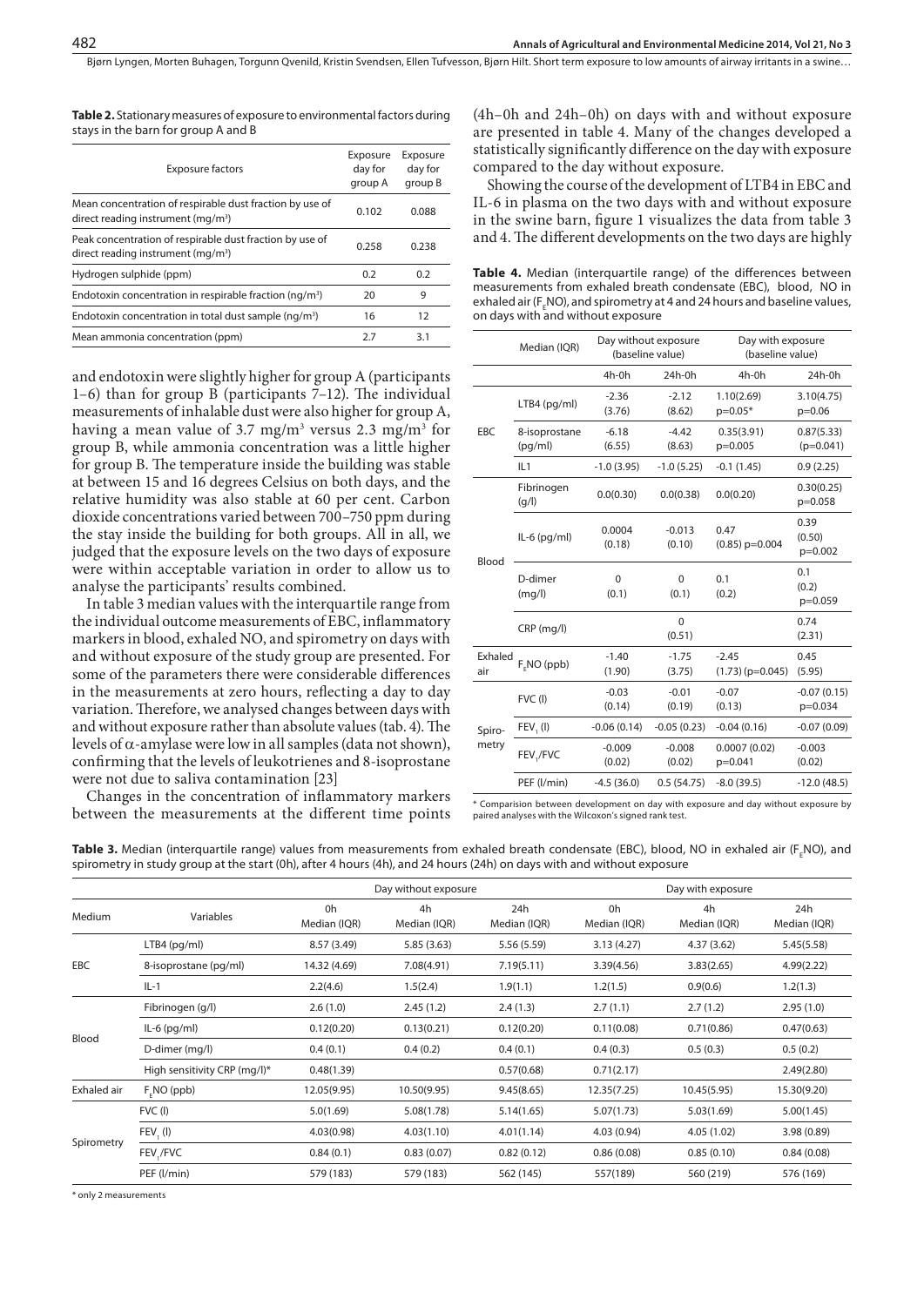**Table 2.** Stationary measures of exposure to environmental factors during stays in the barn for group A and B

| Exposure factors | Exposure day for group A | Exposure day for group B |
|---|---|---|
| Mean concentration of respirable dust fraction by use of direct reading instrument (mg/m$^3$) | 0.102 | 0.088 |
| Peak concentration of respirable dust fraction by use of direct reading instrument (mg/m$^3$) | 0.258 | 0.238 |
| Hydrogen sulphide (ppm) | 0.2 | 0.2 |
| Endotoxin concentration in respirable fraction (ng/m$^3$) | 20 | 9 |
| Endotoxin concentration in total dust sample (ng/m$^3$) | 16 | 12 |
| Mean ammonia concentration (ppm) | 2.7 | 3.1 |

and endotoxin were slightly higher for group A (participants 1–6) than for group B (participants 7–12). The individual measurements of inhalable dust were also higher for group A, having a mean value of 3.7 mg/m$^3$ versus 2.3 mg/m$^3$ for group B, while ammonia concentration was a little higher for group B. The temperature inside the building was stable at between 15 and 16 degrees Celsius on both days, and the relative humidity was also stable at 60 per cent. Carbon dioxide concentrations varied between 700–750 ppm during the stay inside the building for both groups. All in all, we judged that the exposure levels on the two days of exposure were within acceptable variation in order to allow us to analyse the participants' results combined.

In table 3 median values with the interquartile range from the individual outcome measurements of EBC, inflammatory markers in blood, exhaled NO, and spirometry on days with and without exposure of the study group are presented. For some of the parameters there were considerable differences in the measurements at zero hours, reflecting a day to day variation. Therefore, we analysed changes between days with and without exposure rather than absolute values (tab. 4). The levels of α-amylase were low in all samples (data not shown), confirming that the levels of leukotrienes and 8-isoprostane were not due to saliva contamination [23]

Changes in the concentration of inflammatory markers between the measurements at the different time points (4h–0h and 24h–0h) on days with and without exposure are presented in table 4. Many of the changes developed a statistically significantly difference on the day with exposure compared to the day without exposure.

Showing the course of the development of LTB4 in EBC and IL-6 in plasma on the two days with and without exposure in the swine barn, figure 1 visualizes the data from table 3 and 4. The different developments on the two days are highly

**Table 4.** Median (interquartile range) of the differences between measurements from exhaled breath condensate (EBC), blood, NO in exhaled air ($F_E$NO), and spirometry at 4 and 24 hours and baseline values, on days with and without exposure

| | Median (IQR) | Day without exposure (baseline value) | | Day with exposure (baseline value) | |
|---|---|---|---|---|---|
| | | 4h-0h | 24h-0h | 4h-0h | 24h-0h |
| EBC | LTB4 (pg/ml) | -2.36 (3.76) | -2.12 (8.62) | 1.10(2.69) p=0.05* | 3.10(4.75) p=0.06 |
| | 8-isoprostane (pg/ml) | -6.18 (6.55) | -4.42 (8.63) | 0.35(3.91) p=0.005 | 0.87(5.33) (p=0.041) |
| | IL1 | -1.0 (3.95) | -1.0 (5.25) | -0.1 (1.45) | 0.9 (2.25) |
| Blood | Fibrinogen (g/l) | 0.0(0.30) | 0.0(0.38) | 0.0(0.20) | 0.30(0.25) p=0.058 |
| | IL-6 (pg/ml) | 0.0004 (0.18) | -0.013 (0.10) | 0.47 (0.85) p=0.004 | 0.39 (0.50) p=0.002 |
| | D-dimer (mg/l) | 0 (0.1) | 0 (0.1) | 0.1 (0.2) | 0.1 (0.2) p=0.059 |
| | CRP (mg/l) | | 0 (0.51) | | 0.74 (2.31) |
| Exhaled air | $F_E$NO (ppb) | -1.40 (1.90) | -1.75 (3.75) | -2.45 (1.73) (p=0.045) | 0.45 (5.95) |
| Spirometry | FVC (l) | -0.03 (0.14) | -0.01 (0.19) | -0.07 (0.13) | -0.07 (0.15) p=0.034 |
| | $FEV_1$ (l) | -0.06 (0.14) | -0.05 (0.23) | -0.04 (0.16) | -0.07 (0.09) |
| | $FEV_1$/FVC | -0.009 (0.02) | -0.008 (0.02) | 0.0007 (0.02) p=0.041 | -0.003 (0.02) |
| | PEF (l/min) | -4.5 (36.0) | 0.5 (54.75) | -8.0 (39.5) | -12.0 (48.5) |

\* Comparision between development on day with exposure and day without exposure by paired analyses with the Wilcoxon's signed rank test.

**Table 3.** Median (interquartile range) values from measurements from exhaled breath condensate (EBC), blood, NO in exhaled air ($F_E$NO), and spirometry in study group at the start (0h), after 4 hours (4h), and 24 hours (24h) on days with and without exposure

| Medium | Variables | Day without exposure | | | Day with exposure | | |
|---|---|---|---|---|---|---|---|
| | | 0h Median (IQR) | 4h Median (IQR) | 24h Median (IQR) | 0h Median (IQR) | 4h Median (IQR) | 24h Median (IQR) |
| EBC | LTB4 (pg/ml) | 8.57 (3.49) | 5.85 (3.63) | 5.56 (5.59) | 3.13 (4.27) | 4.37 (3.62) | 5.45(5.58) |
| | 8-isoprostane (pg/ml) | 14.32 (4.69) | 7.08(4.91) | 7.19(5.11) | 3.39(4.56) | 3.83(2.65) | 4.99(2.22) |
| | IL-1 | 2.2(4.6) | 1.5(2.4) | 1.9(1.1) | 1.2(1.5) | 0.9(0.6) | 1.2(1.3) |
| Blood | Fibrinogen (g/l) | 2.6 (1.0) | 2.45 (1.2) | 2.4 (1.3) | 2.7 (1.1) | 2.7 (1.2) | 2.95 (1.0) |
| | IL-6 (pg/ml) | 0.12(0.20) | 0.13(0.21) | 0.12(0.20) | 0.11(0.08) | 0.71(0.86) | 0.47(0.63) |
| | D-dimer (mg/l) | 0.4 (0.1) | 0.4 (0.2) | 0.4 (0.1) | 0.4 (0.3) | 0.5 (0.3) | 0.5 (0.2) |
| | High sensitivity CRP (mg/l)* | 0.48(1.39) | | 0.57(0.68) | 0.71(2.17) | | 2.49(2.80) |
| Exhaled air | $F_E$NO (ppb) | 12.05(9.95) | 10.50(9.95) | 9.45(8.65) | 12.35(7.25) | 10.45(5.95) | 15.30(9.20) |
| Spirometry | FVC (l) | 5.0(1.69) | 5.08(1.78) | 5.14(1.65) | 5.07(1.73) | 5.03(1.69) | 5.00(1.45) |
| | $FEV_1$ (l) | 4.03(0.98) | 4.03(1.10) | 4.01(1.14) | 4.03 (0.94) | 4.05 (1.02) | 3.98 (0.89) |
| | $FEV_1$/FVC | 0.84 (0.1) | 0.83 (0.07) | 0.82 (0.12) | 0.86 (0.08) | 0.85 (0.10) | 0.84 (0.08) |
| | PEF (l/min) | 579 (183) | 579 (183) | 562 (145) | 557(189) | 560 (219) | 576 (169) |

\* only 2 measurements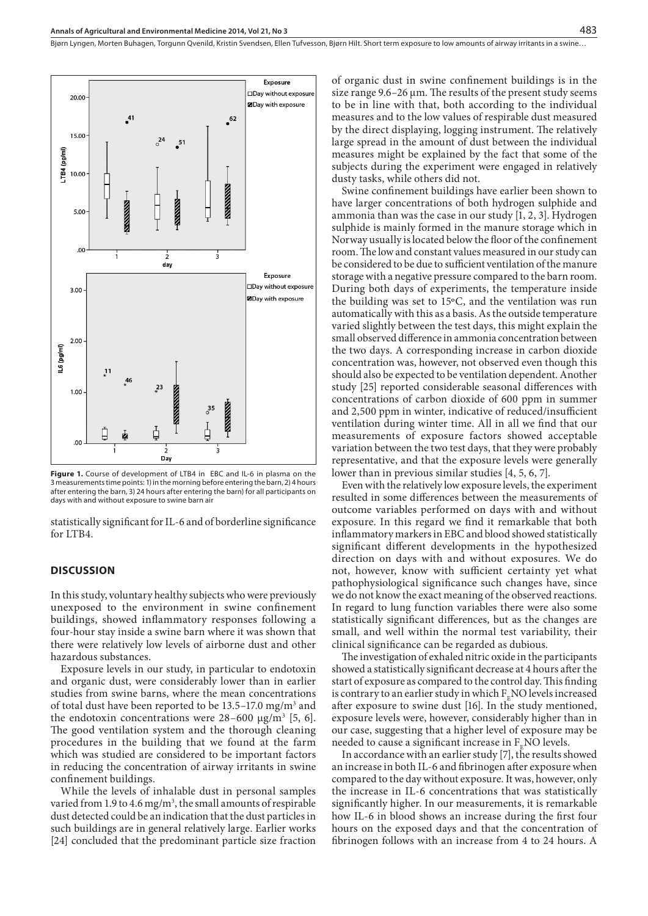Exposure
□Day without exposure
▨Day with exposure

LTB4 (pg/ml)

20.00
15.00
10.00
5.00
.00

41
24
51
62

1
2
3
day

Exposure
□Day without exposure
▨Day with exposure

IL6 (pg/ml)

3.00
2.00
1.00
.00

11
46
23
35

1
2
3
Day

**Figure 1.** Course of development of LTB4 in EBC and IL-6 in plasma on the 3 measurements time points: 1) in the morning before entering the barn, 2) 4 hours after entering the barn, 3) 24 hours after entering the barn) for all participants on days with and without exposure to swine barn air

statistically significant for IL-6 and of borderline significance for LTB4.

## DISCUSSION

In this study, voluntary healthy subjects who were previously unexposed to the environment in swine confinement buildings, showed inflammatory responses following a four-hour stay inside a swine barn where it was shown that there were relatively low levels of airborne dust and other hazardous substances.

Exposure levels in our study, in particular to endotoxin and organic dust, were considerably lower than in earlier studies from swine barns, where the mean concentrations of total dust have been reported to be 13.5–17.0 mg/m$^3$ and the endotoxin concentrations were 28–600 μg/m$^3$ [5, 6]. The good ventilation system and the thorough cleaning procedures in the building that we found at the farm which was studied are considered to be important factors in reducing the concentration of airway irritants in swine confinement buildings.

While the levels of inhalable dust in personal samples varied from 1.9 to 4.6 mg/m$^3$, the small amounts of respirable dust detected could be an indication that the dust particles in such buildings are in general relatively large. Earlier works [24] concluded that the predominant particle size fraction of organic dust in swine confinement buildings is in the size range 9.6–26 μm. The results of the present study seems to be in line with that, both according to the individual measures and to the low values of respirable dust measured by the direct displaying, logging instrument. The relatively large spread in the amount of dust between the individual measures might be explained by the fact that some of the subjects during the experiment were engaged in relatively dusty tasks, while others did not.

Swine confinement buildings have earlier been shown to have larger concentrations of both hydrogen sulphide and ammonia than was the case in our study [1, 2, 3]. Hydrogen sulphide is mainly formed in the manure storage which in Norway usually is located below the floor of the confinement room. The low and constant values measured in our study can be considered to be due to sufficient ventilation of the manure storage with a negative pressure compared to the barn room. During both days of experiments, the temperature inside the building was set to 15ºC, and the ventilation was run automatically with this as a basis. As the outside temperature varied slightly between the test days, this might explain the small observed difference in ammonia concentration between the two days. A corresponding increase in carbon dioxide concentration was, however, not observed even though this should also be expected to be ventilation dependent. Another study [25] reported considerable seasonal differences with concentrations of carbon dioxide of 600 ppm in summer and 2,500 ppm in winter, indicative of reduced/insufficient ventilation during winter time. All in all we find that our measurements of exposure factors showed acceptable variation between the two test days, that they were probably representative, and that the exposure levels were generally lower than in previous similar studies [4, 5, 6, 7].

Even with the relatively low exposure levels, the experiment resulted in some differences between the measurements of outcome variables performed on days with and without exposure. In this regard we find it remarkable that both inflammatory markers in EBC and blood showed statistically significant different developments in the hypothesized direction on days with and without exposures. We do not, however, know with sufficient certainty yet what pathophysiological significance such changes have, since we do not know the exact meaning of the observed reactions. In regard to lung function variables there were also some statistically significant differences, but as the changes are small, and well within the normal test variability, their clinical significance can be regarded as dubious.

The investigation of exhaled nitric oxide in the participants showed a statistically significant decrease at 4 hours after the start of exposure as compared to the control day. This finding is contrary to an earlier study in which $F_ENO$ levels increased after exposure to swine dust [16]. In the study mentioned, exposure levels were, however, considerably higher than in our case, suggesting that a higher level of exposure may be needed to cause a significant increase in $F_ENO$ levels.

In accordance with an earlier study [7], the results showed an increase in both IL-6 and fibrinogen after exposure when compared to the day without exposure. It was, however, only the increase in IL-6 concentrations that was statistically significantly higher. In our measurements, it is remarkable how IL-6 in blood shows an increase during the first four hours on the exposed days and that the concentration of fibrinogen follows with an increase from 4 to 24 hours. A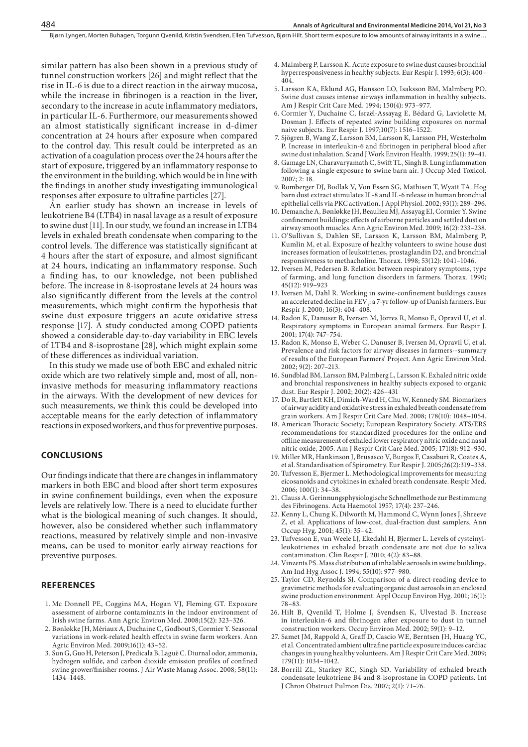similar pattern has also been shown in a previous study of tunnel construction workers [26] and might reflect that the rise in IL-6 is due to a direct reaction in the airway mucosa, while the increase in fibrinogen is a reaction in the liver, secondary to the increase in acute inflammatory mediators, in particular IL-6. Furthermore, our measurements showed an almost statistically significant increase in d-dimer concentration at 24 hours after exposure when compared to the control day. This result could be interpreted as an activation of a coagulation process over the 24 hours after the start of exposure, triggered by an inflammatory response to the environment in the building, which would be in line with the findings in another study investigating immunological responses after exposure to ultrafine particles [27].

An earlier study has shown an increase in levels of leukotriene B4 (LTB4) in nasal lavage as a result of exposure to swine dust [11]. In our study, we found an increase in LTB4 levels in exhaled breath condensate when comparing to the control levels. The difference was statistically significant at 4 hours after the start of exposure, and almost significant at 24 hours, indicating an inflammatory response. Such a finding has, to our knowledge, not been published before. The increase in 8-isoprostane levels at 24 hours was also significantly different from the levels at the control measurements, which might confirm the hypothesis that swine dust exposure triggers an acute oxidative stress response [17]. A study conducted among COPD patients showed a considerable day-to-day variability in EBC levels of LTB4 and 8-isoprostane [28], which might explain some of these differences as individual variation.

In this study we made use of both EBC and exhaled nitric oxide which are two relatively simple and, most of all, non-invasive methods for measuring inflammatory reactions in the airways. With the development of new devices for such measurements, we think this could be developed into acceptable means for the early detection of inflammatory reactions in exposed workers, and thus for preventive purposes.

## CONCLUSIONS

Our findings indicate that there are changes in inflammatory markers in both EBC and blood after short term exposures in swine confinement buildings, even when the exposure levels are relatively low. There is a need to elucidate further what is the biological meaning of such changes. It should, however, also be considered whether such inflammatory reactions, measured by relatively simple and non-invasive means, can be used to monitor early airway reactions for preventive purposes.

## REFERENCES

1. Mc Donnell PE, Coggins MA, Hogan VJ, Fleming GT. Exposure assessment of airborne contaminants in the indoor environment of Irish swine farms. Ann Agric Environ Med. 2008;15(2): 323–326.
2. Bønløkke JH, Mériaux A, Duchaine C, Godbout S, Cormier Y. Seasonal variations in work-related health effects in swine farm workers. Ann Agric Environ Med. 2009;16(1): 43–52.
3. Sun G, Guo H, Peterson J, Predicala B, Laguë C. Diurnal odor, ammonia, hydrogen sulfide, and carbon dioxide emission profiles of confined swine grower/finisher rooms. J Air Waste Manag Assoc. 2008; 58(11): 1434–1448.
4. Malmberg P, Larsson K. Acute exposure to swine dust causes bronchial hyperresponsiveness in healthy subjects. Eur Respir J. 1993; 6(3): 400–404.
5. Larsson KA, Eklund AG, Hansson LO, Isaksson BM, Malmberg PO. Swine dust causes intense airways inflammation in healthy subjects. Am J Respir Crit Care Med. 1994; 150(4): 973–977.
6. Cormier Y, Duchaine C, Israël-Assayag E, Bédard G, Laviolette M, Dosman J. Effects of repeated swine building exposures on normal naive subjects. Eur Respir J. 1997;10(7): 1516–1522.
7. Sjögren B, Wang Z, Larsson BM, Larsson K, Larsson PH, Westerholm P. Increase in interleukin-6 and fibrinogen in peripheral blood after swine dust inhalation. Scand J Work Environ Health. 1999; 25(1): 39–41.
8. Gamage LN, Charavaryamath C, Swift TL, Singh B. Lung inflammation following a single exposure to swine barn air. J Occup Med Toxicol. 2007; 2: 18.
9. Romberger DJ, Bodlak V, Von Essen SG, Mathisen T, Wyatt TA. Hog barn dust extract stimulates IL-8 and IL-6 release in human bronchial epithelial cells via PKC activation. J Appl Physiol. 2002; 93(1): 289–296.
10. Demanche A, Bønløkke JH, Beaulieu MJ, Assayag EI, Cormier Y. Swine confinement buildings: effects of airborne particles and settled dust on airway smooth muscles. Ann Agric Environ Med. 2009; 16(2): 233–238.
11. O'Sullivan S, Dahlen SE, Larsson K, Larsson BM, Malmberg P, Kumlin M, et al. Exposure of healthy volunteers to swine house dust increases formation of leukotrienes, prostaglandin D2, and bronchial responsiveness to methacholine. Thorax. 1998; 53(12): 1041–1046.
12. Iversen M, Pedersen B. Relation between respiratory symptoms, type of farming, and lung function disorders in farmers. Thorax. 1990; 45(12): 919–923
13. Iversen M, Dahl R. Working in swine-confinement buildings causes an accelerated decline in $FEV_1$: a 7-yr follow-up of Danish farmers. Eur Respir J. 2000; 16(3): 404–408.
14. Radon K, Danuser B, Iversen M, Jörres R, Monso E, Opravil U, et al. Respiratory symptoms in European animal farmers. Eur Respir J. 2001; 17(4): 747–754.
15. Radon K, Monso E, Weber C, Danuser B, Iversen M, Opravil U, et al. Prevalence and risk factors for airway diseases in farmers--summary of results of the European Farmers' Project. Ann Agric Environ Med. 2002; 9(2): 207–213.
16. Sundblad BM, Larsson BM, Palmberg L, Larsson K. Exhaled nitric oxide and bronchial responsiveness in healthy subjects exposed to organic dust. Eur Respir J. 2002; 20(2): 426–431
17. Do R, Bartlett KH, Dimich-Ward H, Chu W, Kennedy SM. Biomarkers of airway acidity and oxidative stress in exhaled breath condensate from grain workers. Am J Respir Crit Care Med. 2008; 178(10): 1048–1054.
18. American Thoracic Society; European Respiratory Society. ATS/ERS recommendations for standardized procedures for the online and offline measurement of exhaled lower respiratory nitric oxide and nasal nitric oxide, 2005. Am J Respir Crit Care Med. 2005; 171(8): 912–930.
19. Miller MR, Hankinson J, Brusasco V, Burgos F, Casaburi R, Coates A, et al. Standardisation of Spirometry. Eur Respir J. 2005;26(2):319–338.
20. Tufvesson E, Bjermer L. Methodological improvements for measuring eicosanoids and cytokines in exhaled breath condensate. Respir Med. 2006; 100(1): 34–38.
21. Clauss A. Gerinnungsphysiologische Schnellmethode zur Bestimmung des Fibrinogens. Acta Haemotol 1957; 17(4): 237–246.
22. Kenny L, Chung K, Dilworth M, Hammond C, Wynn Jones J, Shreeve Z, et al. Applications of low-cost, dual-fraction dust samplers. Ann Occup Hyg. 2001; 45(1): 35–42.
23. Tufvesson E, van Weele LJ, Ekedahl H, Bjermer L. Levels of cysteinyl-leukotrienes in exhaled breath condensate are not due to saliva contamination. Clin Respir J. 2010; 4(2): 83–88.
24. Vinzents PS. Mass distribution of inhalable aerosols in swine buildings. Am Ind Hyg Assoc J. 1994; 55(10): 977–980.
25. Taylor CD, Reynolds SJ. Comparison of a direct-reading device to gravimetric methods for evaluating organic dust aerosols in an enclosed swine production environment. Appl Occup Environ Hyg. 2001; 16(1): 78–83.
26. Hilt B, Qvenild T, Holme J, Svendsen K, Ulvestad B. Increase in interleukin-6 and fibrinogen after exposure to dust in tunnel construction workers. Occup Environ Med. 2002; 59(1): 9–12.
27. Samet JM, Rappold A, Graff D, Cascio WE, Berntsen JH, Huang YC, et al. Concentrated ambient ultrafine particle exposure induces cardiac changes in young healthy volunteers. Am J Respir Crit Care Med. 2009; 179(11): 1034–1042.
28. Borrill ZL, Starkey RC, Singh SD. Variability of exhaled breath condensate leukotriene B4 and 8-isoprostane in COPD patients. Int J Chron Obstruct Pulmon Dis. 2007; 2(1): 71–76.